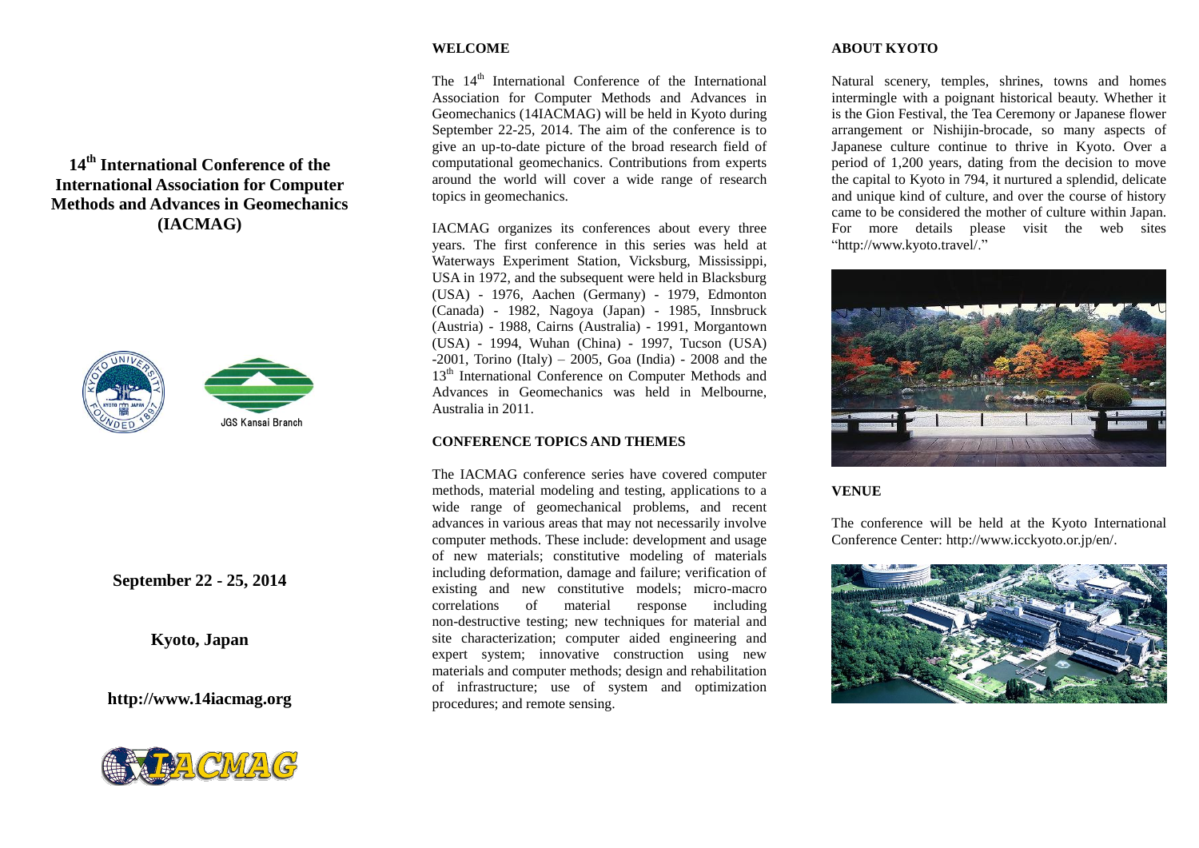# 14th International Conference of the International Association for Computer Methods and Advances in Geomechanics (IACMAG)

JGS Kansai Branch

**September 22 - 25, 2014**

**Kyoto, Japan**

**http://www.14iacmag.org**

## WELCOME

The 14th International Conference of the International Association for Computer Methods and Advances in Geomechanics (14IACMAG) will be held in Kyoto during September 22-25, 2014. The aim of the conference is to give an up-to-date picture of the broad research field of computational geomechanics. Contributions from experts around the world will cover a wide range of research topics in geomechanics.

IACMAG organizes its conferences about every three years. The first conference in this series was held at Waterways Experiment Station, Vicksburg, Mississippi, USA in 1972, and the subsequent were held in Blacksburg (USA) - 1976, Aachen (Germany) - 1979, Edmonton (Canada) - 1982, Nagoya (Japan) - 1985, Innsbruck (Austria) - 1988, Cairns (Australia) - 1991, Morgantown (USA) - 1994, Wuhan (China) - 1997, Tucson (USA) -2001, Torino (Italy) – 2005, Goa (India) - 2008 and the 13th International Conference on Computer Methods and Advances in Geomechanics was held in Melbourne, Australia in 2011.

## CONFERENCE TOPICS AND THEMES

The IACMAG conference series have covered computer methods, material modeling and testing, applications to a wide range of geomechanical problems, and recent advances in various areas that may not necessarily involve computer methods. These include: development and usage of new materials; constitutive modeling of materials including deformation, damage and failure; verification of existing and new constitutive models; micro-macro correlations of material response including non-destructive testing; new techniques for material and site characterization; computer aided engineering and expert system; innovative construction using new materials and computer methods; design and rehabilitation of infrastructure; use of system and optimization procedures; and remote sensing.

## ABOUT KYOTO

Natural scenery, temples, shrines, towns and homes intermingle with a poignant historical beauty. Whether it is the Gion Festival, the Tea Ceremony or Japanese flower arrangement or Nishijin-brocade, so many aspects of Japanese culture continue to thrive in Kyoto. Over a period of 1,200 years, dating from the decision to move the capital to Kyoto in 794, it nurtured a splendid, delicate and unique kind of culture, and over the course of history came to be considered the mother of culture within Japan. For more details please visit the web sites "http://www.kyoto.travel/."

## VENUE

The conference will be held at the Kyoto International Conference Center: http://www.icckyoto.or.jp/en/.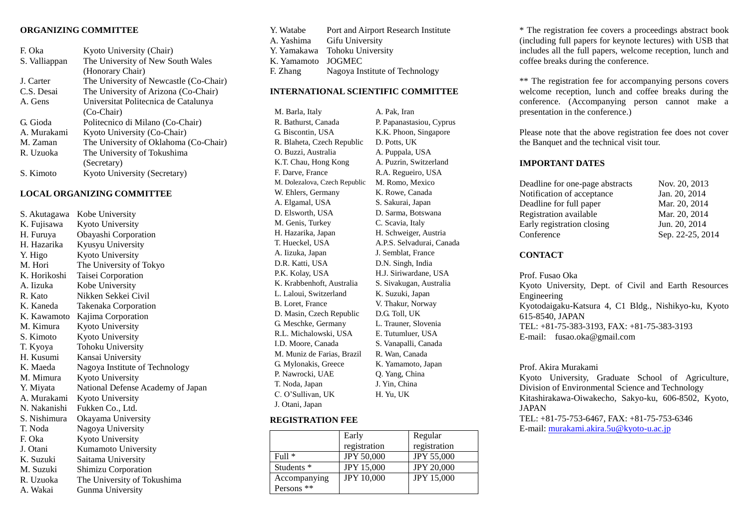## ORGANIZING COMMITTEE

| | |
|---|---|
| F. Oka | Kyoto University (Chair) |
| S. Valliappan | The University of New South Wales (Honorary Chair) |
| J. Carter | The University of Newcastle (Co-Chair) |
| C.S. Desai | The University of Arizona (Co-Chair) |
| A. Gens | Universitat Politecnica de Catalunya (Co-Chair) |
| G. Gioda | Politecnico di Milano (Co-Chair) |
| A. Murakami | Kyoto University (Co-Chair) |
| M. Zaman | The University of Oklahoma (Co-Chair) |
| R. Uzuoka | The University of Tokushima (Secretary) |
| S. Kimoto | Kyoto University (Secretary) |

## LOCAL ORGANIZING COMMITTEE

| | |
|---|---|
| S. Akutagawa | Kobe University |
| K. Fujisawa | Kyoto University |
| H. Furuya | Obayashi Corporation |
| H. Hazarika | Kyusyu University |
| Y. Higo | Kyoto University |
| M. Hori | The University of Tokyo |
| K. Horikoshi | Taisei Corporation |
| A. Iizuka | Kobe University |
| R. Kato | Nikken Sekkei Civil |
| K. Kaneda | Takenaka Corporation |
| K. Kawamoto | Kajima Corporation |
| M. Kimura | Kyoto University |
| S. Kimoto | Kyoto University |
| T. Kyoya | Tohoku University |
| H. Kusumi | Kansai University |
| K. Maeda | Nagoya Institute of Technology |
| M. Mimura | Kyoto University |
| Y. Miyata | National Defense Academy of Japan |
| A. Murakami | Kyoto University |
| N. Nakanishi | Fukken Co., Ltd. |
| S. Nishimura | Okayama University |
| T. Noda | Nagoya University |
| F. Oka | Kyoto University |
| J. Otani | Kumamoto University |
| K. Suzuki | Saitama University |
| M. Suzuki | Shimizu Corporation |
| R. Uzuoka | The University of Tokushima |
| A. Wakai | Gunma University |
| Y. Watabe | Port and Airport Research Institute |
| A. Yashima | Gifu University |
| Y. Yamakawa | Tohoku University |
| K. Yamamoto | JOGMEC |
| F. Zhang | Nagoya Institute of Technology |

## INTERNATIONAL SCIENTIFIC COMMITTEE

| | |
|---|---|
| M. Barla, Italy | A. Pak, Iran |
| R. Bathurst, Canada | P. Papanastasiou, Cyprus |
| G. Biscontin, USA | K.K. Phoon, Singapore |
| R. Blaheta, Czech Republic | D. Potts, UK |
| O. Buzzi, Australia | A. Puppala, USA |
| K.T. Chau, Hong Kong | A. Puzrin, Switzerland |
| F. Darve, France | R.A. Regueiro, USA |
| M. Dolezalova, Czech Republic | M. Romo, Mexico |
| W. Ehlers, Germany | K. Rowe, Canada |
| A. Elgamal, USA | S. Sakurai, Japan |
| D. Elsworth, USA | D. Sarma, Botswana |
| M. Genis, Turkey | C. Scavia, Italy |
| H. Hazarika, Japan | H. Schweiger, Austria |
| T. Hueckel, USA | A.P.S. Selvadurai, Canada |
| A. Iizuka, Japan | J. Semblat, France |
| D.R. Katti, USA | D.N. Singh, India |
| P.K. Kolay, USA | H.J. Siriwardane, USA |
| K. Krabbenhoft, Australia | S. Sivakugan, Australia |
| L. Laloui, Switzerland | K. Suzuki, Japan |
| B. Loret, France | V. Thakur, Norway |
| D. Masin, Czech Republic | D.G. Toll, UK |
| G. Meschke, Germany | L. Trauner, Slovenia |
| R.L. Michalowski, USA | E. Tutumluer, USA |
| I.D. Moore, Canada | S. Vanapalli, Canada |
| M. Muniz de Farias, Brazil | R. Wan, Canada |
| G. Mylonakis, Greece | K. Yamamoto, Japan |
| P. Nawrocki, UAE | Q. Yang, China |
| T. Noda, Japan | J. Yin, China |
| C. O'Sullivan, UK | H. Yu, UK |
| J. Otani, Japan | |

## REGISTRATION FEE

| | Early registration | Regular registration |
|---|---|---|
| Full * | JPY 50,000 | JPY 55,000 |
| Students * | JPY 15,000 | JPY 20,000 |
| Accompanying Persons ** | JPY 10,000 | JPY 15,000 |

* The registration fee covers a proceedings abstract book (including full papers for keynote lectures) with USB that includes all the full papers, welcome reception, lunch and coffee breaks during the conference.

** The registration fee for accompanying persons covers welcome reception, lunch and coffee breaks during the conference. (Accompanying person cannot make a presentation in the conference.)

Please note that the above registration fee does not cover the Banquet and the technical visit tour.

## IMPORTANT DATES

| | |
|---|---|
| Deadline for one-page abstracts | Nov. 20, 2013 |
| Notification of acceptance | Jan. 20, 2014 |
| Deadline for full paper | Mar. 20, 2014 |
| Registration available | Mar. 20, 2014 |
| Early registration closing | Jun. 20, 2014 |
| Conference | Sep. 22-25, 2014 |

## CONTACT

Prof. Fusao Oka
Kyoto University, Dept. of Civil and Earth Resources Engineering
Kyotodaigaku-Katsura 4, C1 Bldg., Nishikyo-ku, Kyoto 615-8540, JAPAN
TEL: +81-75-383-3193, FAX: +81-75-383-3193
E-mail: fusao.oka@gmail.com

Prof. Akira Murakami
Kyoto University, Graduate School of Agriculture, Division of Environmental Science and Technology
Kitashirakawa-Oiwakecho, Sakyo-ku, 606-8502, Kyoto, JAPAN
TEL: +81-75-753-6467, FAX: +81-75-753-6346
E-mail: murakami.akira.5u@kyoto-u.ac.jp